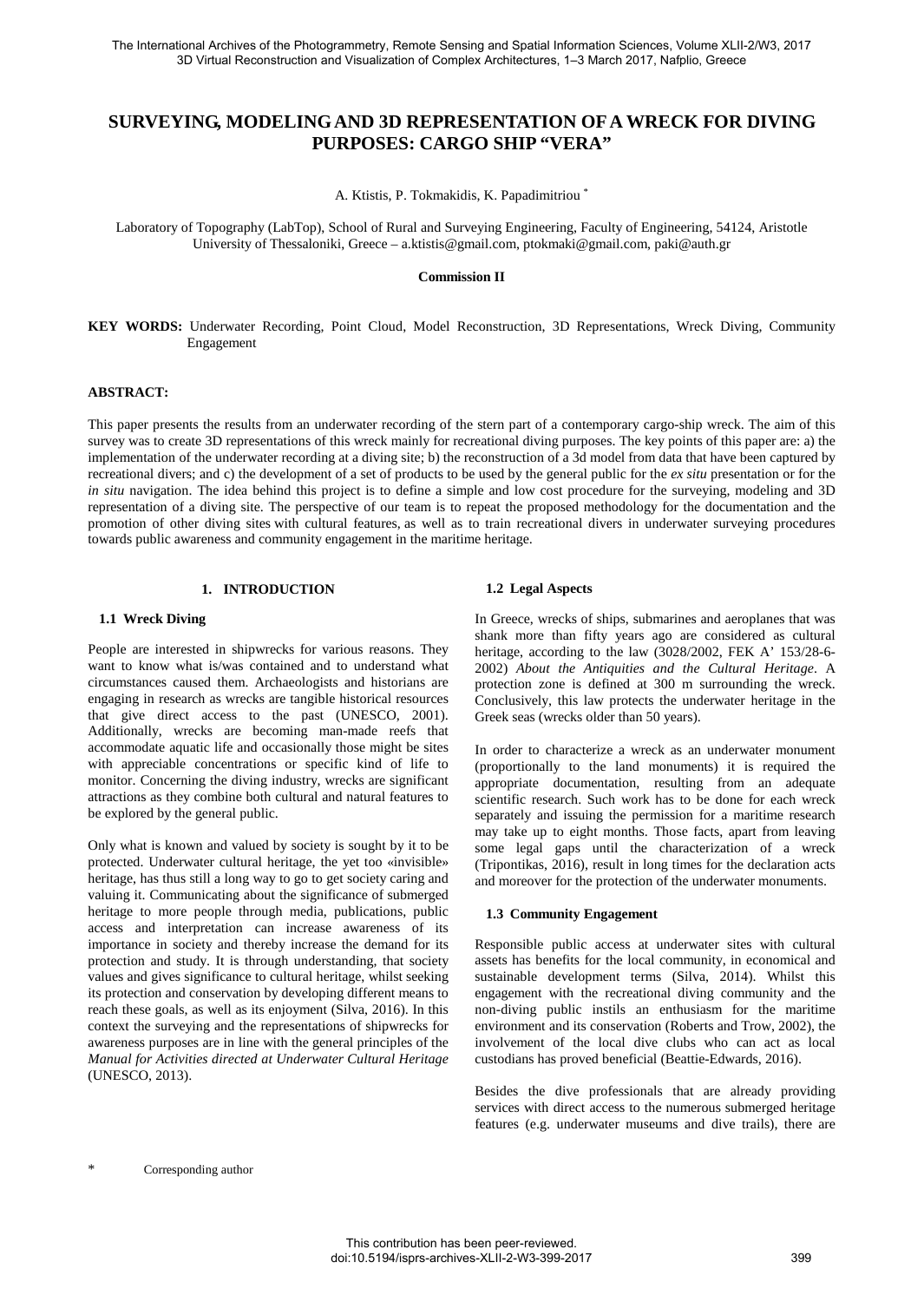# SURVEYING, MODELING AND 3D REPRESENTATION OF A WRECK FOR DIVING PURPOSES: CARGO SHIP "VERA"

A. Ktistis, P. Tokmakidis, K. Papadimitriou *

Laboratory of Topography (LabTop), School of Rural and Surveying Engineering, Faculty of Engineering, 54124, Aristotle University of Thessaloniki, Greece – a.ktistis@gmail.com, ptokmaki@gmail.com, paki@auth.gr

**Commission II**

**KEY WORDS:** Underwater Recording, Point Cloud, Model Reconstruction, 3D Representations, Wreck Diving, Community Engagement

## ABSTRACT:

This paper presents the results from an underwater recording of the stern part of a contemporary cargo-ship wreck. The aim of this survey was to create 3D representations of this wreck mainly for recreational diving purposes. The key points of this paper are: a) the implementation of the underwater recording at a diving site; b) the reconstruction of a 3d model from data that have been captured by recreational divers; and c) the development of a set of products to be used by the general public for the *ex situ* presentation or for the *in situ* navigation. The idea behind this project is to define a simple and low cost procedure for the surveying, modeling and 3D representation of a diving site. The perspective of our team is to repeat the proposed methodology for the documentation and the promotion of other diving sites with cultural features, as well as to train recreational divers in underwater surveying procedures towards public awareness and community engagement in the maritime heritage.

## 1. INTRODUCTION

### 1.1 Wreck Diving

People are interested in shipwrecks for various reasons. They want to know what is/was contained and to understand what circumstances caused them. Archaeologists and historians are engaging in research as wrecks are tangible historical resources that give direct access to the past (UNESCO, 2001). Additionally, wrecks are becoming man-made reefs that accommodate aquatic life and occasionally those might be sites with appreciable concentrations or specific kind of life to monitor. Concerning the diving industry, wrecks are significant attractions as they combine both cultural and natural features to be explored by the general public.

Only what is known and valued by society is sought by it to be protected. Underwater cultural heritage, the yet too «invisible» heritage, has thus still a long way to go to get society caring and valuing it. Communicating about the significance of submerged heritage to more people through media, publications, public access and interpretation can increase awareness of its importance in society and thereby increase the demand for its protection and study. It is through understanding, that society values and gives significance to cultural heritage, whilst seeking its protection and conservation by developing different means to reach these goals, as well as its enjoyment (Silva, 2016). In this context the surveying and the representations of shipwrecks for awareness purposes are in line with the general principles of the *Manual for Activities directed at Underwater Cultural Heritage* (UNESCO, 2013).

### 1.2 Legal Aspects

In Greece, wrecks of ships, submarines and aeroplanes that was shank more than fifty years ago are considered as cultural heritage, according to the law (3028/2002, FEK A' 153/28-6-2002) *About the Antiquities and the Cultural Heritage*. A protection zone is defined at 300 m surrounding the wreck. Conclusively, this law protects the underwater heritage in the Greek seas (wrecks older than 50 years).

In order to characterize a wreck as an underwater monument (proportionally to the land monuments) it is required the appropriate documentation, resulting from an adequate scientific research. Such work has to be done for each wreck separately and issuing the permission for a maritime research may take up to eight months. Those facts, apart from leaving some legal gaps until the characterization of a wreck (Tripontikas, 2016), result in long times for the declaration acts and moreover for the protection of the underwater monuments.

### 1.3 Community Engagement

Responsible public access at underwater sites with cultural assets has benefits for the local community, in economical and sustainable development terms (Silva, 2014). Whilst this engagement with the recreational diving community and the non-diving public instils an enthusiasm for the maritime environment and its conservation (Roberts and Trow, 2002), the involvement of the local dive clubs who can act as local custodians has proved beneficial (Beattie-Edwards, 2016).

Besides the dive professionals that are already providing services with direct access to the numerous submerged heritage features (e.g. underwater museums and dive trails), there are

\* Corresponding author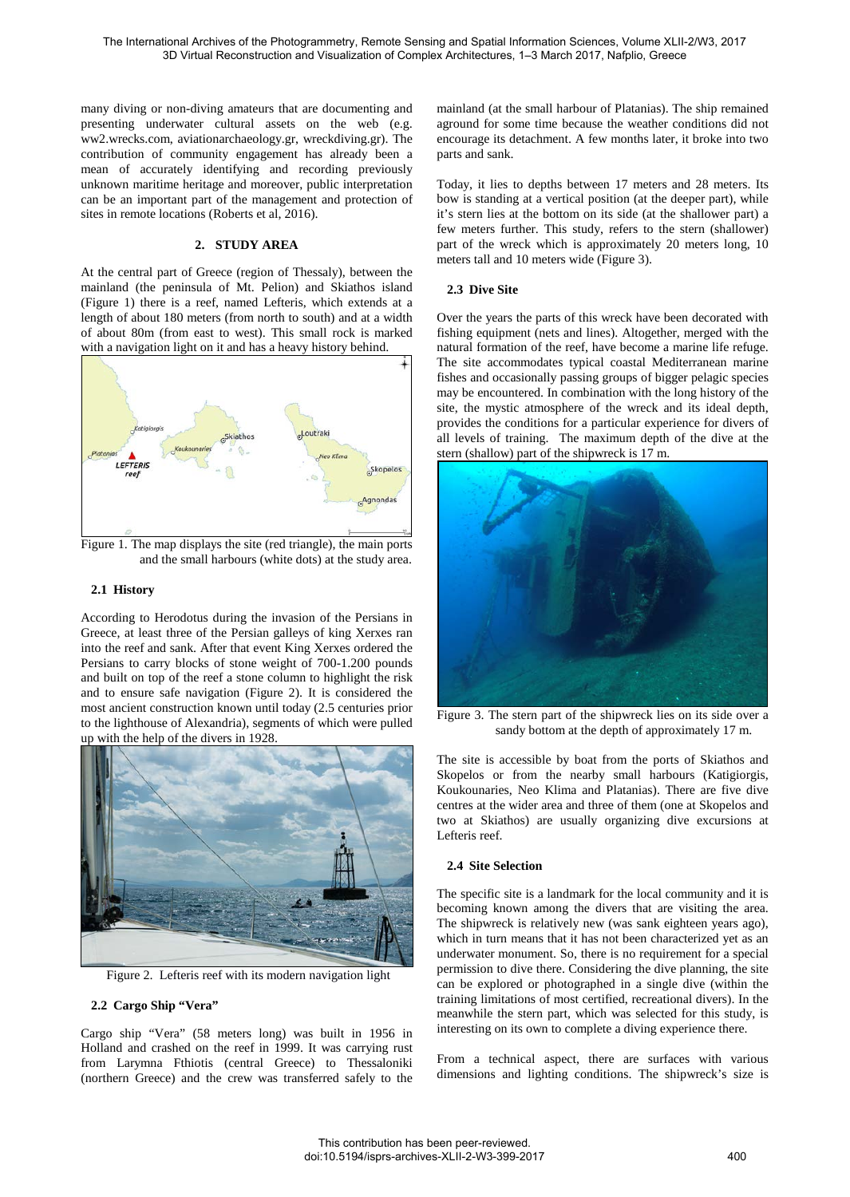many diving or non-diving amateurs that are documenting and presenting underwater cultural assets on the web (e.g. ww2.wrecks.com, aviationarchaeology.gr, wreckdiving.gr). The contribution of community engagement has already been a mean of accurately identifying and recording previously unknown maritime heritage and moreover, public interpretation can be an important part of the management and protection of sites in remote locations (Roberts et al, 2016).

## 2. STUDY AREA

At the central part of Greece (region of Thessaly), between the mainland (the peninsula of Mt. Pelion) and Skiathos island (Figure 1) there is a reef, named Lefteris, which extends at a length of about 180 meters (from north to south) and at a width of about 80m (from east to west). This small rock is marked with a navigation light on it and has a heavy history behind.

Figure 1. The map displays the site (red triangle), the main ports and the small harbours (white dots) at the study area.

### 2.1 History

According to Herodotus during the invasion of the Persians in Greece, at least three of the Persian galleys of king Xerxes ran into the reef and sank. After that event King Xerxes ordered the Persians to carry blocks of stone weight of 700-1.200 pounds and built on top of the reef a stone column to highlight the risk and to ensure safe navigation (Figure 2). It is considered the most ancient construction known until today (2.5 centuries prior to the lighthouse of Alexandria), segments of which were pulled up with the help of the divers in 1928.

Figure 2. Lefteris reef with its modern navigation light

### 2.2 Cargo Ship "Vera"

Cargo ship "Vera" (58 meters long) was built in 1956 in Holland and crashed on the reef in 1999. It was carrying rust from Larymna Fthiotis (central Greece) to Thessaloniki (northern Greece) and the crew was transferred safely to the mainland (at the small harbour of Platanias). The ship remained aground for some time because the weather conditions did not encourage its detachment. A few months later, it broke into two parts and sank.

Today, it lies to depths between 17 meters and 28 meters. Its bow is standing at a vertical position (at the deeper part), while it's stern lies at the bottom on its side (at the shallower part) a few meters further. This study, refers to the stern (shallower) part of the wreck which is approximately 20 meters long, 10 meters tall and 10 meters wide (Figure 3).

### 2.3 Dive Site

Over the years the parts of this wreck have been decorated with fishing equipment (nets and lines). Altogether, merged with the natural formation of the reef, have become a marine life refuge. The site accommodates typical coastal Mediterranean marine fishes and occasionally passing groups of bigger pelagic species may be encountered. In combination with the long history of the site, the mystic atmosphere of the wreck and its ideal depth, provides the conditions for a particular experience for divers of all levels of training. The maximum depth of the dive at the stern (shallow) part of the shipwreck is 17 m.

Figure 3. The stern part of the shipwreck lies on its side over a sandy bottom at the depth of approximately 17 m.

The site is accessible by boat from the ports of Skiathos and Skopelos or from the nearby small harbours (Katigiorgis, Koukounaries, Neo Klima and Platanias). There are five dive centres at the wider area and three of them (one at Skopelos and two at Skiathos) are usually organizing dive excursions at Lefteris reef.

### 2.4 Site Selection

The specific site is a landmark for the local community and it is becoming known among the divers that are visiting the area. The shipwreck is relatively new (was sank eighteen years ago), which in turn means that it has not been characterized yet as an underwater monument. So, there is no requirement for a special permission to dive there. Considering the dive planning, the site can be explored or photographed in a single dive (within the training limitations of most certified, recreational divers). In the meanwhile the stern part, which was selected for this study, is interesting on its own to complete a diving experience there.

From a technical aspect, there are surfaces with various dimensions and lighting conditions. The shipwreck's size is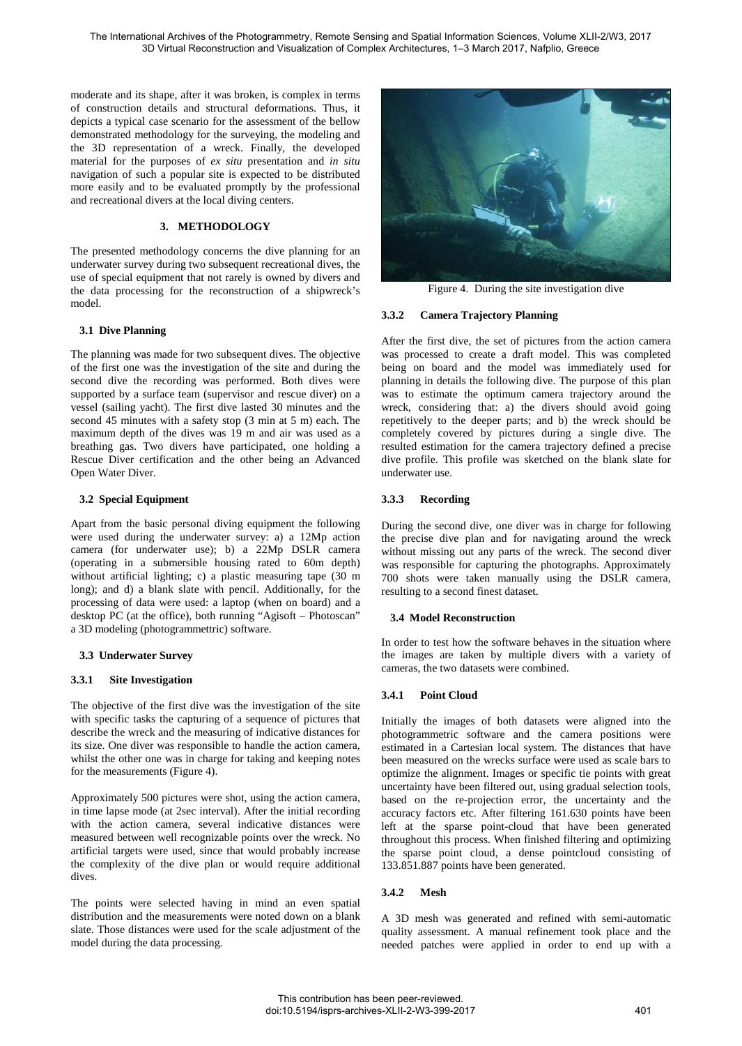moderate and its shape, after it was broken, is complex in terms of construction details and structural deformations. Thus, it depicts a typical case scenario for the assessment of the bellow demonstrated methodology for the surveying, the modeling and the 3D representation of a wreck. Finally, the developed material for the purposes of *ex situ* presentation and *in situ* navigation of such a popular site is expected to be distributed more easily and to be evaluated promptly by the professional and recreational divers at the local diving centers.

## 3. METHODOLOGY

The presented methodology concerns the dive planning for an underwater survey during two subsequent recreational dives, the use of special equipment that not rarely is owned by divers and the data processing for the reconstruction of a shipwreck's model.

### 3.1 Dive Planning

The planning was made for two subsequent dives. The objective of the first one was the investigation of the site and during the second dive the recording was performed. Both dives were supported by a surface team (supervisor and rescue diver) on a vessel (sailing yacht). The first dive lasted 30 minutes and the second 45 minutes with a safety stop (3 min at 5 m) each. The maximum depth of the dives was 19 m and air was used as a breathing gas. Two divers have participated, one holding a Rescue Diver certification and the other being an Advanced Open Water Diver.

### 3.2 Special Equipment

Apart from the basic personal diving equipment the following were used during the underwater survey: a) a 12Mp action camera (for underwater use); b) a 22Mp DSLR camera (operating in a submersible housing rated to 60m depth) without artificial lighting; c) a plastic measuring tape (30 m long); and d) a blank slate with pencil. Additionally, for the processing of data were used: a laptop (when on board) and a desktop PC (at the office), both running "Agisoft – Photoscan" a 3D modeling (photogrammettric) software.

### 3.3 Underwater Survey

#### 3.3.1 Site Investigation

The objective of the first dive was the investigation of the site with specific tasks the capturing of a sequence of pictures that describe the wreck and the measuring of indicative distances for its size. One diver was responsible to handle the action camera, whilst the other one was in charge for taking and keeping notes for the measurements (Figure 4).

Approximately 500 pictures were shot, using the action camera, in time lapse mode (at 2sec interval). After the initial recording with the action camera, several indicative distances were measured between well recognizable points over the wreck. No artificial targets were used, since that would probably increase the complexity of the dive plan or would require additional dives.

The points were selected having in mind an even spatial distribution and the measurements were noted down on a blank slate. Those distances were used for the scale adjustment of the model during the data processing.

Figure 4. During the site investigation dive

#### 3.3.2 Camera Trajectory Planning

After the first dive, the set of pictures from the action camera was processed to create a draft model. This was completed being on board and the model was immediately used for planning in details the following dive. The purpose of this plan was to estimate the optimum camera trajectory around the wreck, considering that: a) the divers should avoid going repetitively to the deeper parts; and b) the wreck should be completely covered by pictures during a single dive. The resulted estimation for the camera trajectory defined a precise dive profile. This profile was sketched on the blank slate for underwater use.

#### 3.3.3 Recording

During the second dive, one diver was in charge for following the precise dive plan and for navigating around the wreck without missing out any parts of the wreck. The second diver was responsible for capturing the photographs. Approximately 700 shots were taken manually using the DSLR camera, resulting to a second finest dataset.

### 3.4 Model Reconstruction

In order to test how the software behaves in the situation where the images are taken by multiple divers with a variety of cameras, the two datasets were combined.

#### 3.4.1 Point Cloud

Initially the images of both datasets were aligned into the photogrammetric software and the camera positions were estimated in a Cartesian local system. The distances that have been measured on the wrecks surface were used as scale bars to optimize the alignment. Images or specific tie points with great uncertainty have been filtered out, using gradual selection tools, based on the re-projection error, the uncertainty and the accuracy factors etc. After filtering 161.630 points have been left at the sparse point-cloud that have been generated throughout this process. When finished filtering and optimizing the sparse point cloud, a dense pointcloud consisting of 133.851.887 points have been generated.

#### 3.4.2 Mesh

A 3D mesh was generated and refined with semi-automatic quality assessment. A manual refinement took place and the needed patches were applied in order to end up with a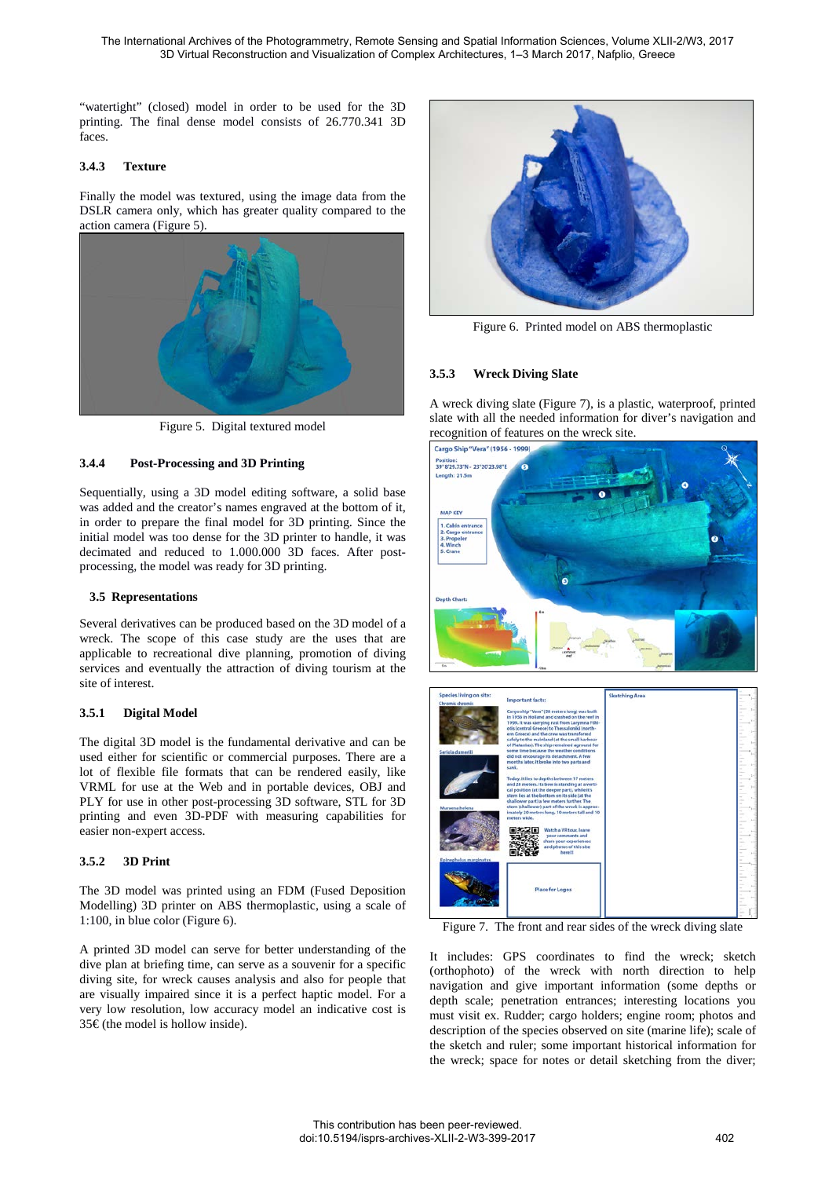"watertight" (closed) model in order to be used for the 3D printing. The final dense model consists of 26.770.341 3D faces.

### 3.4.3 Texture

Finally the model was textured, using the image data from the DSLR camera only, which has greater quality compared to the action camera (Figure 5).

Figure 5. Digital textured model

### 3.4.4 Post-Processing and 3D Printing

Sequentially, using a 3D model editing software, a solid base was added and the creator's names engraved at the bottom of it, in order to prepare the final model for 3D printing. Since the initial model was too dense for the 3D printer to handle, it was decimated and reduced to 1.000.000 3D faces. After post-processing, the model was ready for 3D printing.

## 3.5 Representations

Several derivatives can be produced based on the 3D model of a wreck. The scope of this case study are the uses that are applicable to recreational dive planning, promotion of diving services and eventually the attraction of diving tourism at the site of interest.

### 3.5.1 Digital Model

The digital 3D model is the fundamental derivative and can be used either for scientific or commercial purposes. There are a lot of flexible file formats that can be rendered easily, like VRML for use at the Web and in portable devices, OBJ and PLY for use in other post-processing 3D software, STL for 3D printing and even 3D-PDF with measuring capabilities for easier non-expert access.

### 3.5.2 3D Print

The 3D model was printed using an FDM (Fused Deposition Modelling) 3D printer on ABS thermoplastic, using a scale of 1:100, in blue color (Figure 6).

A printed 3D model can serve for better understanding of the dive plan at briefing time, can serve as a souvenir for a specific diving site, for wreck causes analysis and also for people that are visually impaired since it is a perfect haptic model. For a very low resolution, low accuracy model an indicative cost is 35€ (the model is hollow inside).

Figure 6. Printed model on ABS thermoplastic

### 3.5.3 Wreck Diving Slate

A wreck diving slate (Figure 7), is a plastic, waterproof, printed slate with all the needed information for diver's navigation and recognition of features on the wreck site.

Figure 7. The front and rear sides of the wreck diving slate

It includes: GPS coordinates to find the wreck; sketch (orthophoto) of the wreck with north direction to help navigation and give important information (some depths or depth scale; penetration entrances; interesting locations you must visit ex. Rudder; cargo holders; engine room; photos and description of the species observed on site (marine life); scale of the sketch and ruler; some important historical information for the wreck; space for notes or detail sketching from the diver;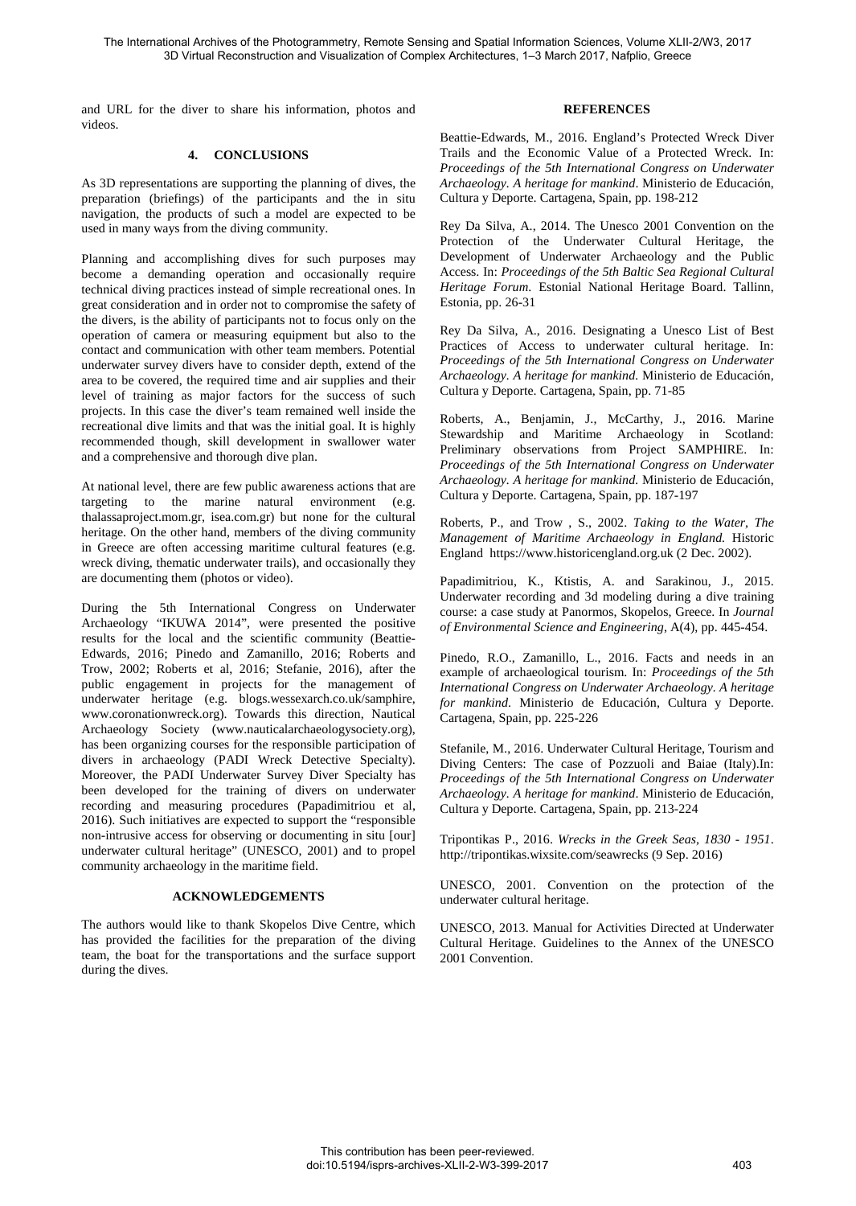and URL for the diver to share his information, photos and videos.

## 4. CONCLUSIONS

As 3D representations are supporting the planning of dives, the preparation (briefings) of the participants and the in situ navigation, the products of such a model are expected to be used in many ways from the diving community.

Planning and accomplishing dives for such purposes may become a demanding operation and occasionally require technical diving practices instead of simple recreational ones. In great consideration and in order not to compromise the safety of the divers, is the ability of participants not to focus only on the operation of camera or measuring equipment but also to the contact and communication with other team members. Potential underwater survey divers have to consider depth, extend of the area to be covered, the required time and air supplies and their level of training as major factors for the success of such projects. In this case the diver's team remained well inside the recreational dive limits and that was the initial goal. It is highly recommended though, skill development in swallower water and a comprehensive and thorough dive plan.

At national level, there are few public awareness actions that are targeting to the marine natural environment (e.g. thalassaproject.mom.gr, isea.com.gr) but none for the cultural heritage. On the other hand, members of the diving community in Greece are often accessing maritime cultural features (e.g. wreck diving, thematic underwater trails), and occasionally they are documenting them (photos or video).

During the 5th International Congress on Underwater Archaeology "IKUWA 2014", were presented the positive results for the local and the scientific community (Beattie-Edwards, 2016; Pinedo and Zamanillo, 2016; Roberts and Trow, 2002; Roberts et al, 2016; Stefanie, 2016), after the public engagement in projects for the management of underwater heritage (e.g. blogs.wessexarch.co.uk/samphire, www.coronationwreck.org). Towards this direction, Nautical Archaeology Society (www.nauticalarchaeologysociety.org), has been organizing courses for the responsible participation of divers in archaeology (PADI Wreck Detective Specialty). Moreover, the PADI Underwater Survey Diver Specialty has been developed for the training of divers on underwater recording and measuring procedures (Papadimitriou et al, 2016). Such initiatives are expected to support the "responsible non-intrusive access for observing or documenting in situ [our] underwater cultural heritage" (UNESCO, 2001) and to propel community archaeology in the maritime field.

## ACKNOWLEDGEMENTS

The authors would like to thank Skopelos Dive Centre, which has provided the facilities for the preparation of the diving team, the boat for the transportations and the surface support during the dives.

## REFERENCES

Beattie-Edwards, M., 2016. England's Protected Wreck Diver Trails and the Economic Value of a Protected Wreck. In: *Proceedings of the 5th International Congress on Underwater Archaeology. A heritage for mankind*. Ministerio de Educación, Cultura y Deporte. Cartagena, Spain, pp. 198-212

Rey Da Silva, A., 2014. The Unesco 2001 Convention on the Protection of the Underwater Cultural Heritage, the Development of Underwater Archaeology and the Public Access. In: *Proceedings of the 5th Baltic Sea Regional Cultural Heritage Forum*. Estonial National Heritage Board. Tallinn, Estonia, pp. 26-31

Rey Da Silva, A., 2016. Designating a Unesco List of Best Practices of Access to underwater cultural heritage. In: *Proceedings of the 5th International Congress on Underwater Archaeology. A heritage for mankind*. Ministerio de Educación, Cultura y Deporte. Cartagena, Spain, pp. 71-85

Roberts, A., Benjamin, J., McCarthy, J., 2016. Marine Stewardship and Maritime Archaeology in Scotland: Preliminary observations from Project SAMPHIRE. In: *Proceedings of the 5th International Congress on Underwater Archaeology. A heritage for mankind*. Ministerio de Educación, Cultura y Deporte. Cartagena, Spain, pp. 187-197

Roberts, P., and Trow , S., 2002. *Taking to the Water, The Management of Maritime Archaeology in England*. Historic England https://www.historicengland.org.uk (2 Dec. 2002).

Papadimitriou, K., Ktistis, A. and Sarakinou, J., 2015. Underwater recording and 3d modeling during a dive training course: a case study at Panormos, Skopelos, Greece. In *Journal of Environmental Science and Engineering*, A(4), pp. 445-454.

Pinedo, R.O., Zamanillo, L., 2016. Facts and needs in an example of archaeological tourism. In: *Proceedings of the 5th International Congress on Underwater Archaeology. A heritage for mankind*. Ministerio de Educación, Cultura y Deporte. Cartagena, Spain, pp. 225-226

Stefanile, M., 2016. Underwater Cultural Heritage, Tourism and Diving Centers: The case of Pozzuoli and Baiae (Italy).In: *Proceedings of the 5th International Congress on Underwater Archaeology. A heritage for mankind*. Ministerio de Educación, Cultura y Deporte. Cartagena, Spain, pp. 213-224

Tripontikas P., 2016. *Wrecks in the Greek Seas, 1830 - 1951*. http://tripontikas.wixsite.com/seawrecks (9 Sep. 2016)

UNESCO, 2001. Convention on the protection of the underwater cultural heritage.

UNESCO, 2013. Manual for Activities Directed at Underwater Cultural Heritage. Guidelines to the Annex of the UNESCO 2001 Convention.